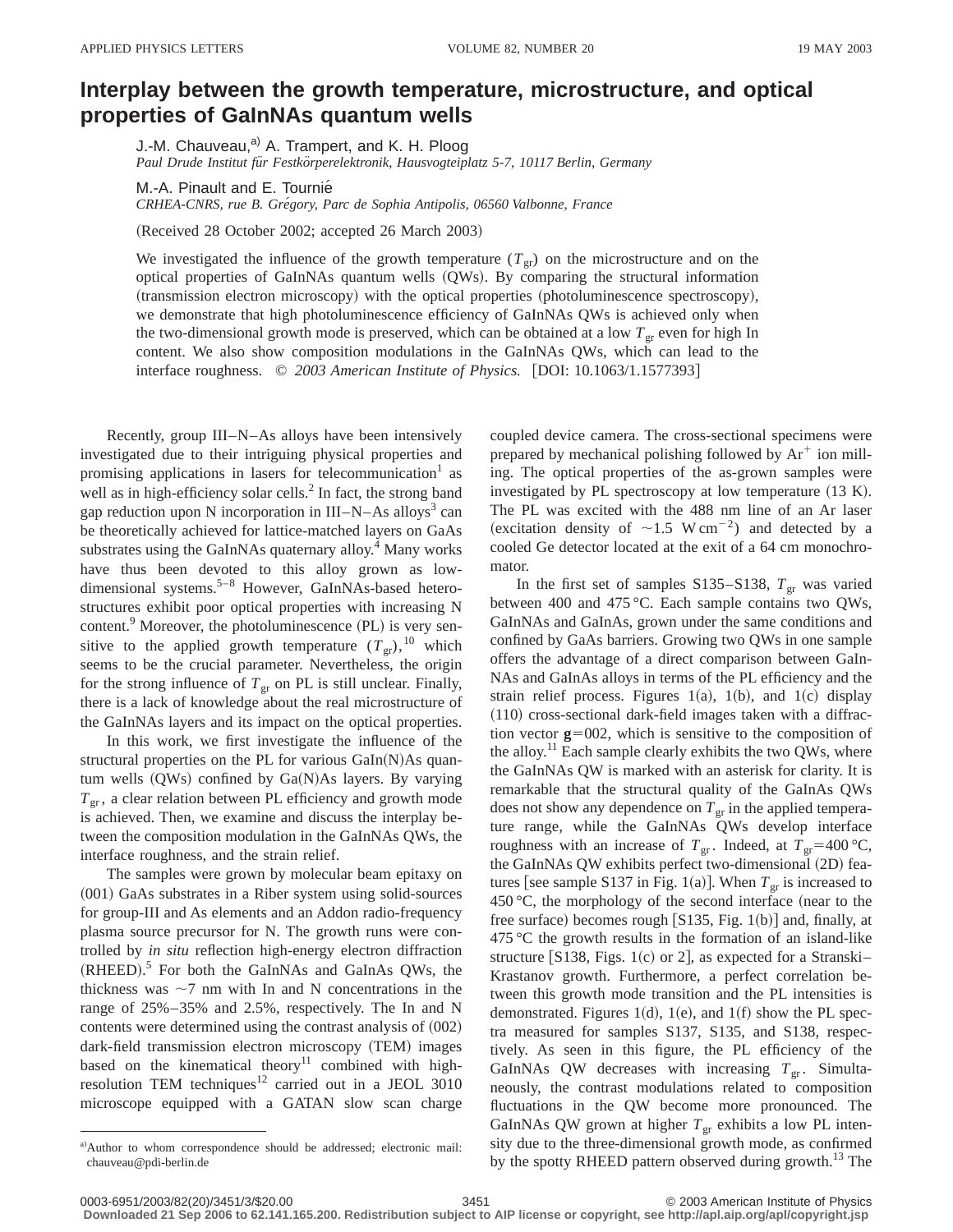# Interplay between the growth temperature, microstructure, and optical properties of GaInNAs quantum wells

J.-M. Chauveau,[a] A. Trampert, and K. H. Ploog
*Paul Drude Institut für Festkörperelektronik, Hausvogteiplatz 5-7, 10117 Berlin, Germany*

M.-A. Pinault and E. Tournié
*CRHEA-CNRS, rue B. Grégory, Parc de Sophia Antipolis, 06560 Valbonne, France*

(Received 28 October 2002; accepted 26 March 2003)

We investigated the influence of the growth temperature ($T_{gr}$) on the microstructure and on the optical properties of GaInNAs quantum wells (QWs). By comparing the structural information (transmission electron microscopy) with the optical properties (photoluminescence spectroscopy), we demonstrate that high photoluminescence efficiency of GaInNAs QWs is achieved only when the two-dimensional growth mode is preserved, which can be obtained at a low $T_{gr}$ even for high In content. We also show composition modulations in the GaInNAs QWs, which can lead to the interface roughness. © *2003 American Institute of Physics.* [DOI: 10.1063/1.1577393]

Recently, group III–N–As alloys have been intensively investigated due to their intriguing physical properties and promising applications in lasers for telecommunication[1] as well as in high-efficiency solar cells.[2] In fact, the strong band gap reduction upon N incorporation in III–N–As alloys[3] can be theoretically achieved for lattice-matched layers on GaAs substrates using the GaInNAs quaternary alloy.[4] Many works have thus been devoted to this alloy grown as low-dimensional systems.[5–8] However, GaInNAs-based heterostructures exhibit poor optical properties with increasing N content.[9] Moreover, the photoluminescence (PL) is very sensitive to the applied growth temperature ($T_{gr}$),[10] which seems to be the crucial parameter. Nevertheless, the origin for the strong influence of $T_{gr}$ on PL is still unclear. Finally, there is a lack of knowledge about the real microstructure of the GaInNAs layers and its impact on the optical properties.

In this work, we first investigate the influence of the structural properties on the PL for various GaIn(N)As quantum wells (QWs) confined by Ga(N)As layers. By varying $T_{gr}$, a clear relation between PL efficiency and growth mode is achieved. Then, we examine and discuss the interplay between the composition modulation in the GaInNAs QWs, the interface roughness, and the strain relief.

The samples were grown by molecular beam epitaxy on (001) GaAs substrates in a Riber system using solid-sources for group-III and As elements and an Addon radio-frequency plasma source precursor for N. The growth runs were controlled by *in situ* reflection high-energy electron diffraction (RHEED).[5] For both the GaInNAs and GaInAs QWs, the thickness was ~7 nm with In and N concentrations in the range of 25%–35% and 2.5%, respectively. The In and N contents were determined using the contrast analysis of (002) dark-field transmission electron microscopy (TEM) images based on the kinematical theory[11] combined with high-resolution TEM techniques[12] carried out in a JEOL 3010 microscope equipped with a GATAN slow scan charge coupled device camera. The cross-sectional specimens were prepared by mechanical polishing followed by $Ar^+$ ion milling. The optical properties of the as-grown samples were investigated by PL spectroscopy at low temperature (13 K). The PL was excited with the 488 nm line of an Ar laser (excitation density of ~1.5 W cm$^{-2}$) and detected by a cooled Ge detector located at the exit of a 64 cm monochromator.

In the first set of samples S135–S138, $T_{gr}$ was varied between 400 and 475 °C. Each sample contains two QWs, GaInNAs and GaInAs, grown under the same conditions and confined by GaAs barriers. Growing two QWs in one sample offers the advantage of a direct comparison between GaInNAs and GaInAs alloys in terms of the PL efficiency and the strain relief process. Figures 1(a), 1(b), and 1(c) display (110) cross-sectional dark-field images taken with a diffraction vector **g**=002, which is sensitive to the composition of the alloy.[11] Each sample clearly exhibits the two QWs, where the GaInNAs QW is marked with an asterisk for clarity. It is remarkable that the structural quality of the GaInAs QWs does not show any dependence on $T_{gr}$ in the applied temperature range, while the GaInNAs QWs develop interface roughness with an increase of $T_{gr}$. Indeed, at $T_{gr}$=400 °C, the GaInNAs QW exhibits perfect two-dimensional (2D) features [see sample S137 in Fig. 1(a)]. When $T_{gr}$ is increased to 450 °C, the morphology of the second interface (near to the free surface) becomes rough [S135, Fig. 1(b)] and, finally, at 475 °C the growth results in the formation of an island-like structure [S138, Figs. 1(c) or 2], as expected for a Stranski–Krastanov growth. Furthermore, a perfect correlation between this growth mode transition and the PL intensities is demonstrated. Figures 1(d), 1(e), and 1(f) show the PL spectra measured for samples S137, S135, and S138, respectively. As seen in this figure, the PL efficiency of the GaInNAs QW decreases with increasing $T_{gr}$. Simultaneously, the contrast modulations related to composition fluctuations in the QW become more pronounced. The GaInNAs QW grown at higher $T_{gr}$ exhibits a low PL intensity due to the three-dimensional growth mode, as confirmed by the spotty RHEED pattern observed during growth.[13] The

[a] Author to whom correspondence should be addressed; electronic mail: chauveau@pdi-berlin.de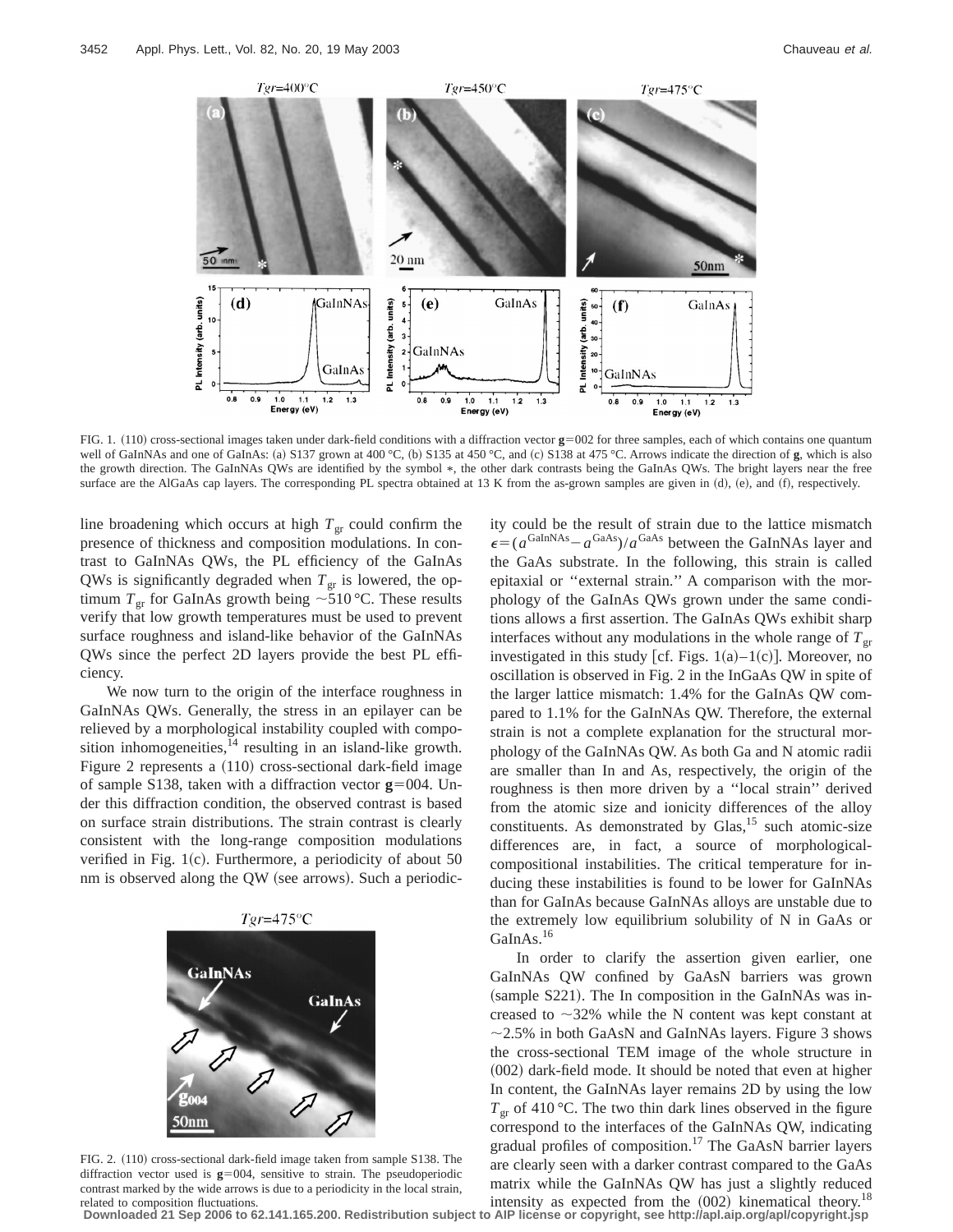FIG. 1. (110) cross-sectional images taken under dark-field conditions with a diffraction vector $\mathbf{g}=002$ for three samples, each of which contains one quantum well of GaInNAs and one of GaInAs: (a) S137 grown at 400 °C, (b) S135 at 450 °C, and (c) S138 at 475 °C. Arrows indicate the direction of $\mathbf{g}$, which is also the growth direction. The GaInNAs QWs are identified by the symbol *, the other dark contrasts being the GaInAs QWs. The bright layers near the free surface are the AlGaAs cap layers. The corresponding PL spectra obtained at 13 K from the as-grown samples are given in (d), (e), and (f), respectively.

line broadening which occurs at high $T_{gr}$ could confirm the presence of thickness and composition modulations. In contrast to GaInNAs QWs, the PL efficiency of the GaInAs QWs is significantly degraded when $T_{gr}$ is lowered, the optimum $T_{gr}$ for GaInAs growth being ~510 °C. These results verify that low growth temperatures must be used to prevent surface roughness and island-like behavior of the GaInNAs QWs since the perfect 2D layers provide the best PL efficiency.

We now turn to the origin of the interface roughness in GaInNAs QWs. Generally, the stress in an epilayer can be relieved by a morphological instability coupled with composition inhomogeneities,[14] resulting in an island-like growth. Figure 2 represents a (110) cross-sectional dark-field image of sample S138, taken with a diffraction vector $\mathbf{g}=004$. Under this diffraction condition, the observed contrast is based on surface strain distributions. The strain contrast is clearly consistent with the long-range composition modulations verified in Fig. 1(c). Furthermore, a periodicity of about 50 nm is observed along the QW (see arrows). Such a periodicity could be the result of strain due to the lattice mismatch $\epsilon=(a^{\mathrm{GaInNAs}}-a^{\mathrm{GaAs}})/a^{\mathrm{GaAs}}$ between the GaInNAs layer and the GaAs substrate. In the following, this strain is called epitaxial or "external strain." A comparison with the morphology of the GaInAs QWs grown under the same conditions allows a first assertion. The GaInAs QWs exhibit sharp interfaces without any modulations in the whole range of $T_{gr}$ investigated in this study [cf. Figs. 1(a)–1(c)]. Moreover, no oscillation is observed in Fig. 2 in the InGaAs QW in spite of the larger lattice mismatch: 1.4% for the GaInAs QW compared to 1.1% for the GaInNAs QW. Therefore, the external strain is not a complete explanation for the structural morphology of the GaInNAs QW. As both Ga and N atomic radii are smaller than In and As, respectively, the origin of the roughness is then more driven by a "local strain" derived from the atomic size and ionicity differences of the alloy constituents. As demonstrated by Glas,[15] such atomic-size differences are, in fact, a source of morphological-compositional instabilities. The critical temperature for inducing these instabilities is found to be lower for GaInNAs than for GaInAs because GaInNAs alloys are unstable due to the extremely low equilibrium solubility of N in GaAs or GaInAs.[16]

FIG. 2. (110) cross-sectional dark-field image taken from sample S138. The diffraction vector used is $\mathbf{g}=004$, sensitive to strain. The pseudoperiodic contrast marked by the wide arrows is due to a periodicity in the local strain, related to composition fluctuations.

In order to clarify the assertion given earlier, one GaInNAs QW confined by GaAsN barriers was grown (sample S221). The In composition in the GaInNAs was increased to ~32% while the N content was kept constant at ~2.5% in both GaAsN and GaInNAs layers. Figure 3 shows the cross-sectional TEM image of the whole structure in (002) dark-field mode. It should be noted that even at higher In content, the GaInNAs layer remains 2D by using the low $T_{gr}$ of 410 °C. The two thin dark lines observed in the figure correspond to the interfaces of the GaInNAs QW, indicating gradual profiles of composition.[17] The GaAsN barrier layers are clearly seen with a darker contrast compared to the GaAs matrix while the GaInNAs QW has just a slightly reduced intensity as expected from the (002) kinematical theory.[18]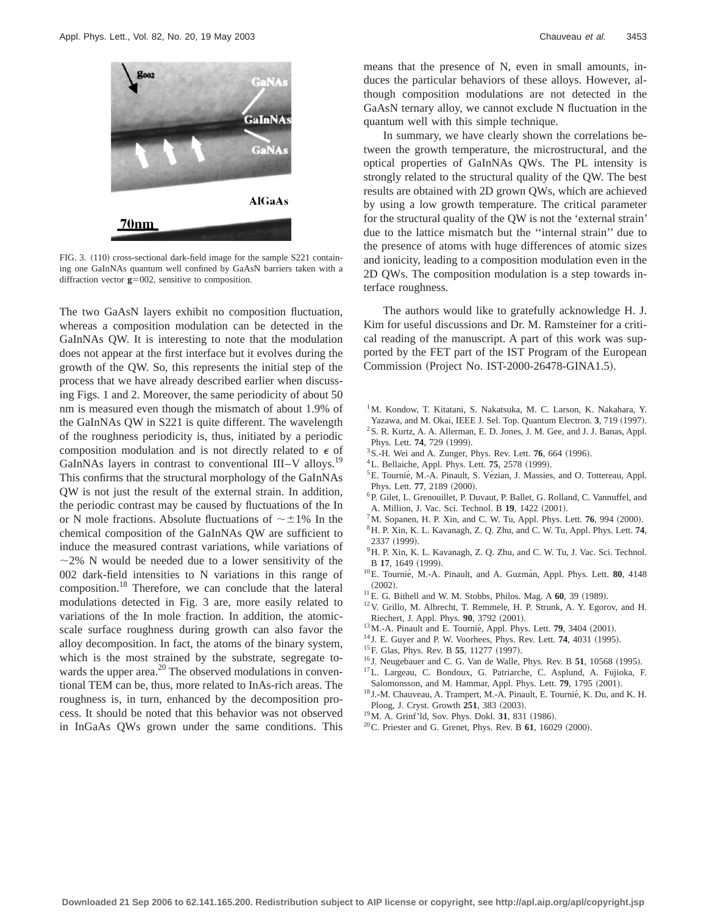g002

GaNAs

GaInNAs

GaNAs

AlGaAs

70nm

FIG. 3. (110) cross-sectional dark-field image for the sample S221 containing one GaInNAs quantum well confined by GaAsN barriers taken with a diffraction vector **g**=002, sensitive to composition.

The two GaAsN layers exhibit no composition fluctuation, whereas a composition modulation can be detected in the GaInNAs QW. It is interesting to note that the modulation does not appear at the first interface but it evolves during the growth of the QW. So, this represents the initial step of the process that we have already described earlier when discussing Figs. 1 and 2. Moreover, the same periodicity of about 50 nm is measured even though the mismatch of about 1.9% of the GaInNAs QW in S221 is quite different. The wavelength of the roughness periodicity is, thus, initiated by a periodic composition modulation and is not directly related to $\epsilon$ of GaInNAs layers in contrast to conventional III–V alloys.[19] This confirms that the structural morphology of the GaInNAs QW is not just the result of the external strain. In addition, the periodic contrast may be caused by fluctuations of the In or N mole fractions. Absolute fluctuations of $\sim\pm1\%$ In the chemical composition of the GaInNAs QW are sufficient to induce the measured contrast variations, while variations of $\sim$2% N would be needed due to a lower sensitivity of the 002 dark-field intensities to N variations in this range of composition.[18] Therefore, we can conclude that the lateral modulations detected in Fig. 3 are, more easily related to variations of the In mole fraction. In addition, the atomic-scale surface roughness during growth can also favor the alloy decomposition. In fact, the atoms of the binary system, which is the most strained by the substrate, segregate towards the upper area.[20] The observed modulations in conventional TEM can be, thus, more related to InAs-rich areas. The roughness is, in turn, enhanced by the decomposition process. It should be noted that this behavior was not observed in InGaAs QWs grown under the same conditions. This means that the presence of N, even in small amounts, induces the particular behaviors of these alloys. However, although composition modulations are not detected in the GaAsN ternary alloy, we cannot exclude N fluctuation in the quantum well with this simple technique.

In summary, we have clearly shown the correlations between the growth temperature, the microstructural, and the optical properties of GaInNAs QWs. The PL intensity is strongly related to the structural quality of the QW. The best results are obtained with 2D grown QWs, which are achieved by using a low growth temperature. The critical parameter for the structural quality of the QW is not the 'external strain' due to the lattice mismatch but the "internal strain" due to the presence of atoms with huge differences of atomic sizes and ionicity, leading to a composition modulation even in the 2D QWs. The composition modulation is a step towards interface roughness.

The authors would like to gratefully acknowledge H. J. Kim for useful discussions and Dr. M. Ramsteiner for a critical reading of the manuscript. A part of this work was supported by the FET part of the IST Program of the European Commission (Project No. IST-2000-26478-GINA1.5).

[1] M. Kondow, T. Kitatani, S. Nakatsuka, M. C. Larson, K. Nakahara, Y. Yazawa, and M. Okai, IEEE J. Sel. Top. Quantum Electron. **3**, 719 (1997).
[2] S. R. Kurtz, A. A. Allerman, E. D. Jones, J. M. Gee, and J. J. Banas, Appl. Phys. Lett. **74**, 729 (1999).
[3] S.-H. Wei and A. Zunger, Phys. Rev. Lett. **76**, 664 (1996).
[4] L. Bellaiche, Appl. Phys. Lett. **75**, 2578 (1999).
[5] E. Tournié, M.-A. Pinault, S. Vézian, J. Massies, and O. Tottereau, Appl. Phys. Lett. **77**, 2189 (2000).
[6] P. Gilet, L. Grenouillet, P. Duvaut, P. Ballet, G. Rolland, C. Vannuffel, and A. Million, J. Vac. Sci. Technol. B **19**, 1422 (2001).
[7] M. Sopanen, H. P. Xin, and C. W. Tu, Appl. Phys. Lett. **76**, 994 (2000).
[8] H. P. Xin, K. L. Kavanagh, Z. Q. Zhu, and C. W. Tu, Appl. Phys. Lett. **74**, 2337 (1999).
[9] H. P. Xin, K. L. Kavanagh, Z. Q. Zhu, and C. W. Tu, J. Vac. Sci. Technol. B **17**, 1649 (1999).
[10] E. Tournié, M.-A. Pinault, and A. Guzmán, Appl. Phys. Lett. **80**, 4148 (2002).
[11] E. G. Bithell and W. M. Stobbs, Philos. Mag. A **60**, 39 (1989).
[12] V. Grillo, M. Albrecht, T. Remmele, H. P. Strunk, A. Y. Egorov, and H. Riechert, J. Appl. Phys. **90**, 3792 (2001).
[13] M.-A. Pinault and E. Tournié, Appl. Phys. Lett. **79**, 3404 (2001).
[14] J. E. Guyer and P. W. Voorhees, Phys. Rev. Lett. **74**, 4031 (1995).
[15] F. Glas, Phys. Rev. B **55**, 11277 (1997).
[16] J. Neugebauer and C. G. Van de Walle, Phys. Rev. B **51**, 10568 (1995).
[17] L. Largeau, C. Bondoux, G. Patriarche, C. Asplund, A. Fujioka, F. Salomonsson, and M. Hammar, Appl. Phys. Lett. **79**, 1795 (2001).
[18] J.-M. Chauveau, A. Trampert, M.-A. Pinault, E. Tournié, K. Du, and K. H. Ploog, J. Cryst. Growth **251**, 383 (2003).
[19] M. A. Grinf'ld, Sov. Phys. Dokl. **31**, 831 (1986).
[20] C. Priester and G. Grenet, Phys. Rev. B **61**, 16029 (2000).